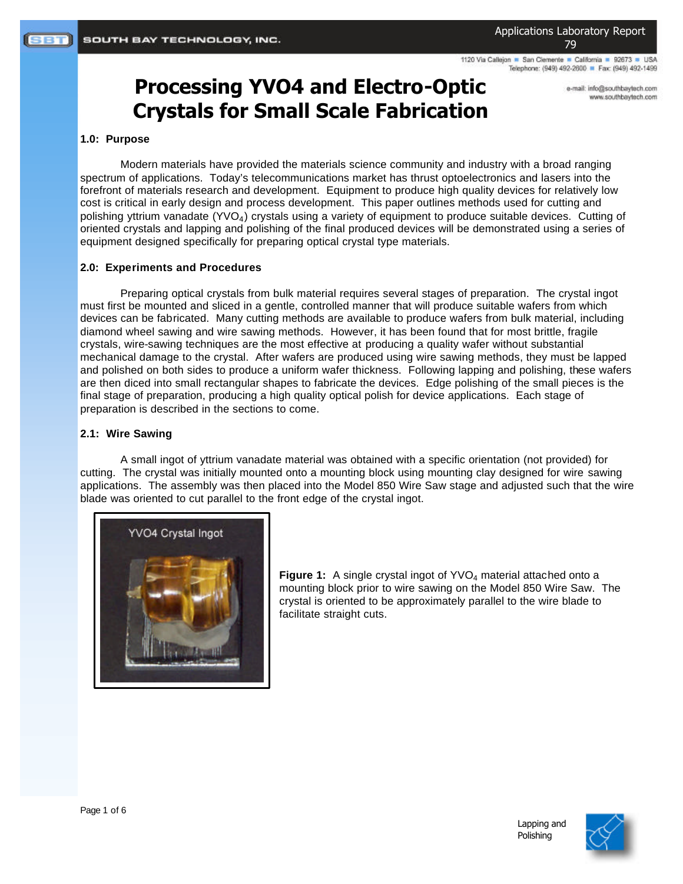# Processing YVO4 and Electro-Optic Crystals for Small Scale Fabrication

## 1.0: Purpose

Modern materials have provided the materials science community and industry with a broad ranging spectrum of applications. Today's telecommunications market has thrust optoelectronics and lasers into the forefront of materials research and development. Equipment to produce high quality devices for relatively low cost is critical in early design and process development. This paper outlines methods used for cutting and polishing yttrium vanadate ($YVO_4$) crystals using a variety of equipment to produce suitable devices. Cutting of oriented crystals and lapping and polishing of the final produced devices will be demonstrated using a series of equipment designed specifically for preparing optical crystal type materials.

## 2.0: Experiments and Procedures

Preparing optical crystals from bulk material requires several stages of preparation. The crystal ingot must first be mounted and sliced in a gentle, controlled manner that will produce suitable wafers from which devices can be fabricated. Many cutting methods are available to produce wafers from bulk material, including diamond wheel sawing and wire sawing methods. However, it has been found that for most brittle, fragile crystals, wire-sawing techniques are the most effective at producing a quality wafer without substantial mechanical damage to the crystal. After wafers are produced using wire sawing methods, they must be lapped and polished on both sides to produce a uniform wafer thickness. Following lapping and polishing, these wafers are then diced into small rectangular shapes to fabricate the devices. Edge polishing of the small pieces is the final stage of preparation, producing a high quality optical polish for device applications. Each stage of preparation is described in the sections to come.

### 2.1: Wire Sawing

A small ingot of yttrium vanadate material was obtained with a specific orientation (not provided) for cutting. The crystal was initially mounted onto a mounting block using mounting clay designed for wire sawing applications. The assembly was then placed into the Model 850 Wire Saw stage and adjusted such that the wire blade was oriented to cut parallel to the front edge of the crystal ingot.

**Figure 1:** A single crystal ingot of $YVO_4$ material attached onto a mounting block prior to wire sawing on the Model 850 Wire Saw. The crystal is oriented to be approximately parallel to the wire blade to facilitate straight cuts.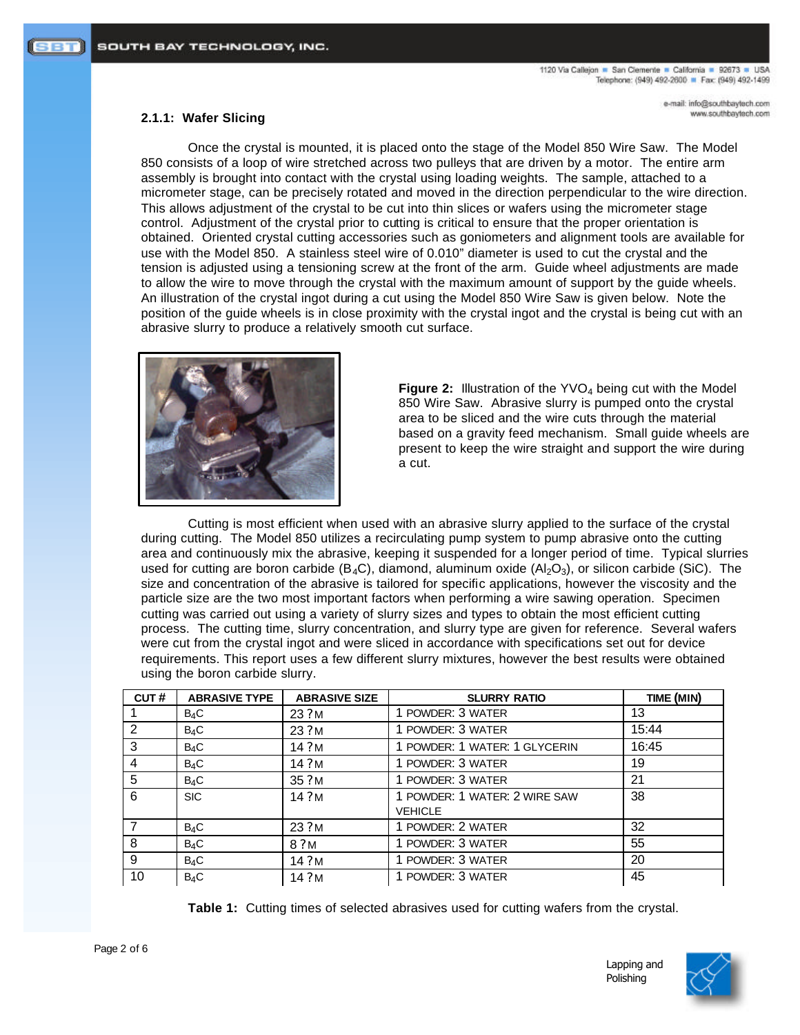### 2.1.1: Wafer Slicing

Once the crystal is mounted, it is placed onto the stage of the Model 850 Wire Saw. The Model 850 consists of a loop of wire stretched across two pulleys that are driven by a motor. The entire arm assembly is brought into contact with the crystal using loading weights. The sample, attached to a micrometer stage, can be precisely rotated and moved in the direction perpendicular to the wire direction. This allows adjustment of the crystal to be cut into thin slices or wafers using the micrometer stage control. Adjustment of the crystal prior to cutting is critical to ensure that the proper orientation is obtained. Oriented crystal cutting accessories such as goniometers and alignment tools are available for use with the Model 850. A stainless steel wire of 0.010" diameter is used to cut the crystal and the tension is adjusted using a tensioning screw at the front of the arm. Guide wheel adjustments are made to allow the wire to move through the crystal with the maximum amount of support by the guide wheels. An illustration of the crystal ingot during a cut using the Model 850 Wire Saw is given below. Note the position of the guide wheels is in close proximity with the crystal ingot and the crystal is being cut with an abrasive slurry to produce a relatively smooth cut surface.

**Figure 2:** Illustration of the $YVO_4$ being cut with the Model 850 Wire Saw. Abrasive slurry is pumped onto the crystal area to be sliced and the wire cuts through the material based on a gravity feed mechanism. Small guide wheels are present to keep the wire straight and support the wire during a cut.

Cutting is most efficient when used with an abrasive slurry applied to the surface of the crystal during cutting. The Model 850 utilizes a recirculating pump system to pump abrasive onto the cutting area and continuously mix the abrasive, keeping it suspended for a longer period of time. Typical slurries used for cutting are boron carbide ($B_4C$), diamond, aluminum oxide ($Al_2O_3$), or silicon carbide (SiC). The size and concentration of the abrasive is tailored for specific applications, however the viscosity and the particle size are the two most important factors when performing a wire sawing operation. Specimen cutting was carried out using a variety of slurry sizes and types to obtain the most efficient cutting process. The cutting time, slurry concentration, and slurry type are given for reference. Several wafers were cut from the crystal ingot and were sliced in accordance with specifications set out for device requirements. This report uses a few different slurry mixtures, however the best results were obtained using the boron carbide slurry.

| CUT # | ABRASIVE TYPE | ABRASIVE SIZE | SLURRY RATIO | TIME (MIN) |
|---|---|---|---|---|
| 1 | $B_4C$ | 23 ?M | 1 POWDER: 3 WATER | 13 |
| 2 | $B_4C$ | 23 ?M | 1 POWDER: 3 WATER | 15:44 |
| 3 | $B_4C$ | 14 ?M | 1 POWDER: 1 WATER: 1 GLYCERIN | 16:45 |
| 4 | $B_4C$ | 14 ?M | 1 POWDER: 3 WATER | 19 |
| 5 | $B_4C$ | 35 ?M | 1 POWDER: 3 WATER | 21 |
| 6 | SIC | 14 ?M | 1 POWDER: 1 WATER: 2 WIRE SAW VEHICLE | 38 |
| 7 | $B_4C$ | 23 ?M | 1 POWDER: 2 WATER | 32 |
| 8 | $B_4C$ | 8 ?M | 1 POWDER: 3 WATER | 55 |
| 9 | $B_4C$ | 14 ?M | 1 POWDER: 3 WATER | 20 |
| 10 | $B_4C$ | 14 ?M | 1 POWDER: 3 WATER | 45 |

**Table 1:** Cutting times of selected abrasives used for cutting wafers from the crystal.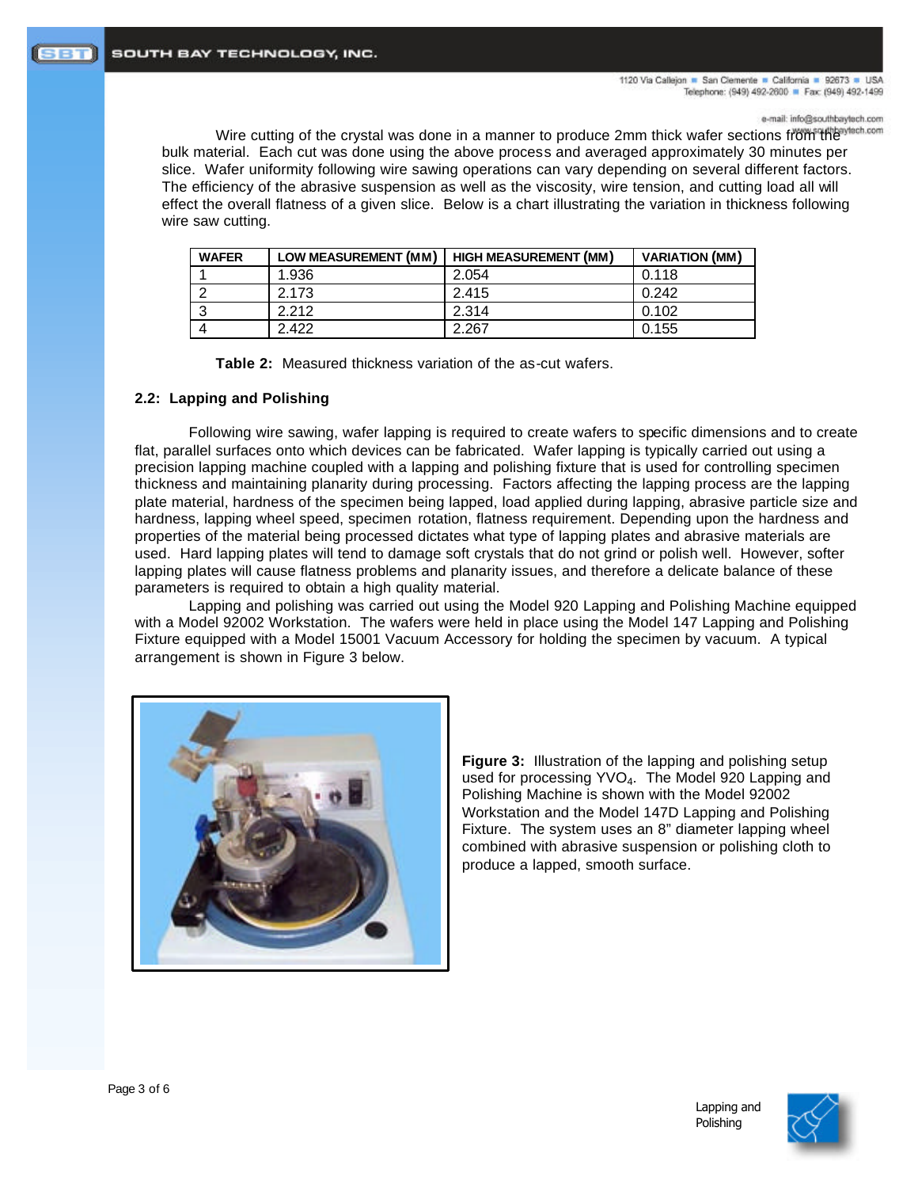Wire cutting of the crystal was done in a manner to produce 2mm thick wafer sections from the bulk material. Each cut was done using the above process and averaged approximately 30 minutes per slice. Wafer uniformity following wire sawing operations can vary depending on several different factors. The efficiency of the abrasive suspension as well as the viscosity, wire tension, and cutting load all will effect the overall flatness of a given slice. Below is a chart illustrating the variation in thickness following wire saw cutting.

| WAFER | LOW MEASUREMENT (MM) | HIGH MEASUREMENT (MM) | VARIATION (MM) |
|---|---|---|---|
| 1 | 1.936 | 2.054 | 0.118 |
| 2 | 2.173 | 2.415 | 0.242 |
| 3 | 2.212 | 2.314 | 0.102 |
| 4 | 2.422 | 2.267 | 0.155 |

**Table 2:** Measured thickness variation of the as-cut wafers.

### 2.2: Lapping and Polishing

Following wire sawing, wafer lapping is required to create wafers to specific dimensions and to create flat, parallel surfaces onto which devices can be fabricated. Wafer lapping is typically carried out using a precision lapping machine coupled with a lapping and polishing fixture that is used for controlling specimen thickness and maintaining planarity during processing. Factors affecting the lapping process are the lapping plate material, hardness of the specimen being lapped, load applied during lapping, abrasive particle size and hardness, lapping wheel speed, specimen rotation, flatness requirement. Depending upon the hardness and properties of the material being processed dictates what type of lapping plates and abrasive materials are used. Hard lapping plates will tend to damage soft crystals that do not grind or polish well. However, softer lapping plates will cause flatness problems and planarity issues, and therefore a delicate balance of these parameters is required to obtain a high quality material.

Lapping and polishing was carried out using the Model 920 Lapping and Polishing Machine equipped with a Model 92002 Workstation. The wafers were held in place using the Model 147 Lapping and Polishing Fixture equipped with a Model 15001 Vacuum Accessory for holding the specimen by vacuum. A typical arrangement is shown in Figure 3 below.

**Figure 3:** Illustration of the lapping and polishing setup used for processing $YVO_4$. The Model 920 Lapping and Polishing Machine is shown with the Model 92002 Workstation and the Model 147D Lapping and Polishing Fixture. The system uses an 8" diameter lapping wheel combined with abrasive suspension or polishing cloth to produce a lapped, smooth surface.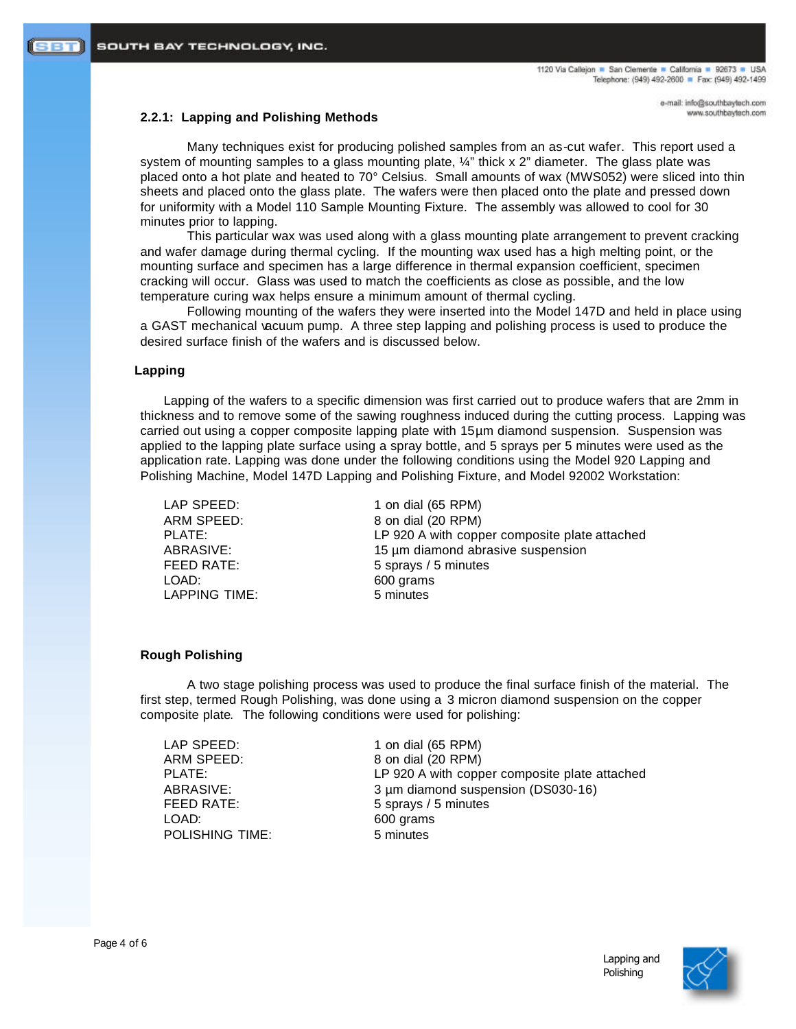### 2.2.1: Lapping and Polishing Methods

Many techniques exist for producing polished samples from an as-cut wafer. This report used a system of mounting samples to a glass mounting plate, ¼" thick x 2" diameter. The glass plate was placed onto a hot plate and heated to 70° Celsius. Small amounts of wax (MWS052) were sliced into thin sheets and placed onto the glass plate. The wafers were then placed onto the plate and pressed down for uniformity with a Model 110 Sample Mounting Fixture. The assembly was allowed to cool for 30 minutes prior to lapping.

This particular wax was used along with a glass mounting plate arrangement to prevent cracking and wafer damage during thermal cycling. If the mounting wax used has a high melting point, or the mounting surface and specimen has a large difference in thermal expansion coefficient, specimen cracking will occur. Glass was used to match the coefficients as close as possible, and the low temperature curing wax helps ensure a minimum amount of thermal cycling.

Following mounting of the wafers they were inserted into the Model 147D and held in place using a GAST mechanical vacuum pump. A three step lapping and polishing process is used to produce the desired surface finish of the wafers and is discussed below.

#### Lapping

Lapping of the wafers to a specific dimension was first carried out to produce wafers that are 2mm in thickness and to remove some of the sawing roughness induced during the cutting process. Lapping was carried out using a copper composite lapping plate with 15µm diamond suspension. Suspension was applied to the lapping plate surface using a spray bottle, and 5 sprays per 5 minutes were used as the application rate. Lapping was done under the following conditions using the Model 920 Lapping and Polishing Machine, Model 147D Lapping and Polishing Fixture, and Model 92002 Workstation:

| | |
|---|---|
| LAP SPEED: | 1 on dial (65 RPM) |
| ARM SPEED: | 8 on dial (20 RPM) |
| PLATE: | LP 920 A with copper composite plate attached |
| ABRASIVE: | 15 µm diamond abrasive suspension |
| FEED RATE: | 5 sprays / 5 minutes |
| LOAD: | 600 grams |
| LAPPING TIME: | 5 minutes |

#### Rough Polishing

A two stage polishing process was used to produce the final surface finish of the material. The first step, termed Rough Polishing, was done using a 3 micron diamond suspension on the copper composite plate. The following conditions were used for polishing:

| | |
|---|---|
| LAP SPEED: | 1 on dial (65 RPM) |
| ARM SPEED: | 8 on dial (20 RPM) |
| PLATE: | LP 920 A with copper composite plate attached |
| ABRASIVE: | 3 µm diamond suspension (DS030-16) |
| FEED RATE: | 5 sprays / 5 minutes |
| LOAD: | 600 grams |
| POLISHING TIME: | 5 minutes |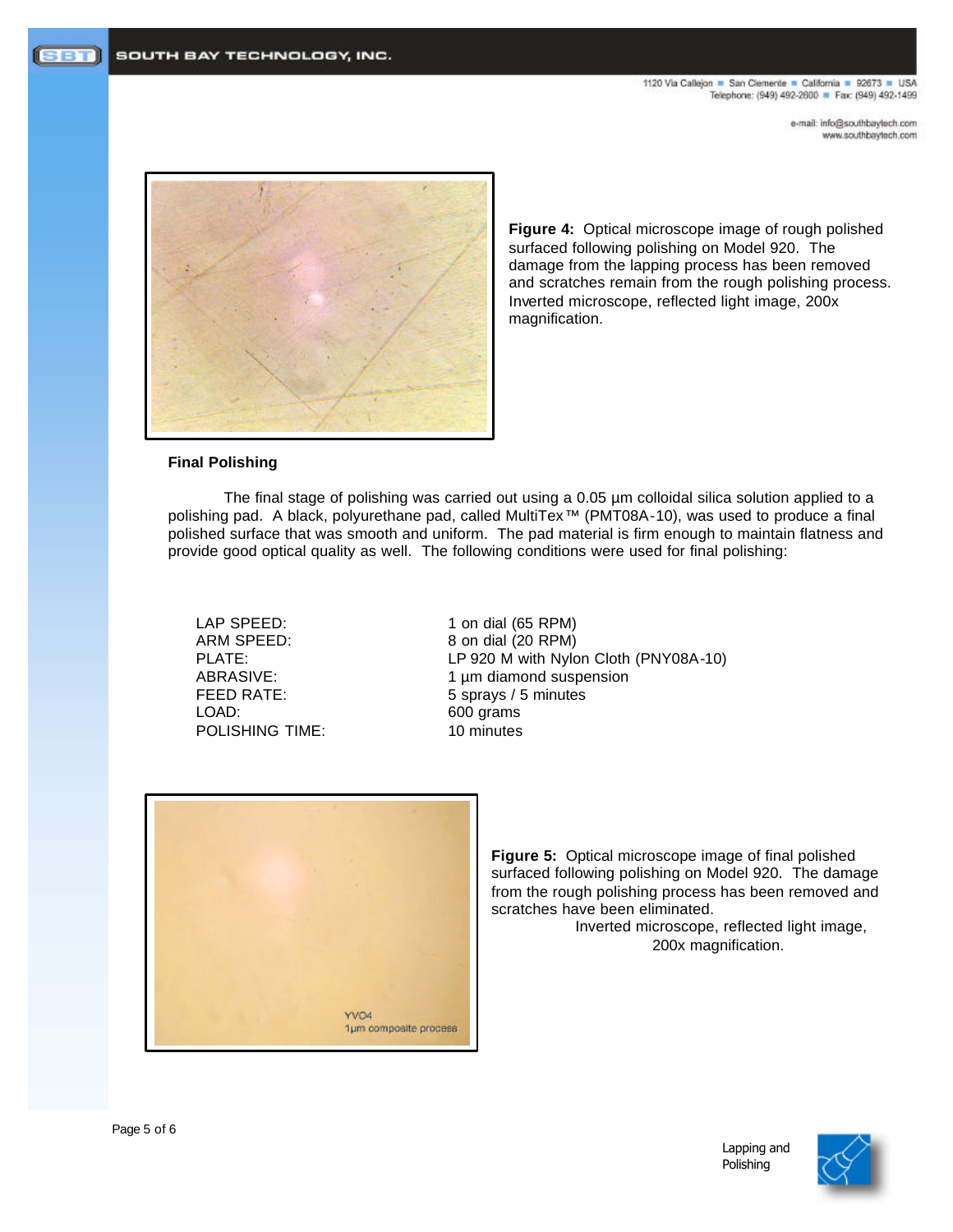**Figure 4:** Optical microscope image of rough polished surfaced following polishing on Model 920. The damage from the lapping process has been removed and scratches remain from the rough polishing process. Inverted microscope, reflected light image, 200x magnification.

### Final Polishing

The final stage of polishing was carried out using a 0.05 µm colloidal silica solution applied to a polishing pad. A black, polyurethane pad, called MultiTex™ (PMT08A-10), was used to produce a final polished surface that was smooth and uniform. The pad material is firm enough to maintain flatness and provide good optical quality as well. The following conditions were used for final polishing:

| | |
|---|---|
| LAP SPEED: | 1 on dial (65 RPM) |
| ARM SPEED: | 8 on dial (20 RPM) |
| PLATE: | LP 920 M with Nylon Cloth (PNY08A-10) |
| ABRASIVE: | 1 µm diamond suspension |
| FEED RATE: | 5 sprays / 5 minutes |
| LOAD: | 600 grams |
| POLISHING TIME: | 10 minutes |

**Figure 5:** Optical microscope image of final polished surfaced following polishing on Model 920. The damage from the rough polishing process has been removed and scratches have been eliminated. Inverted microscope, reflected light image, 200x magnification.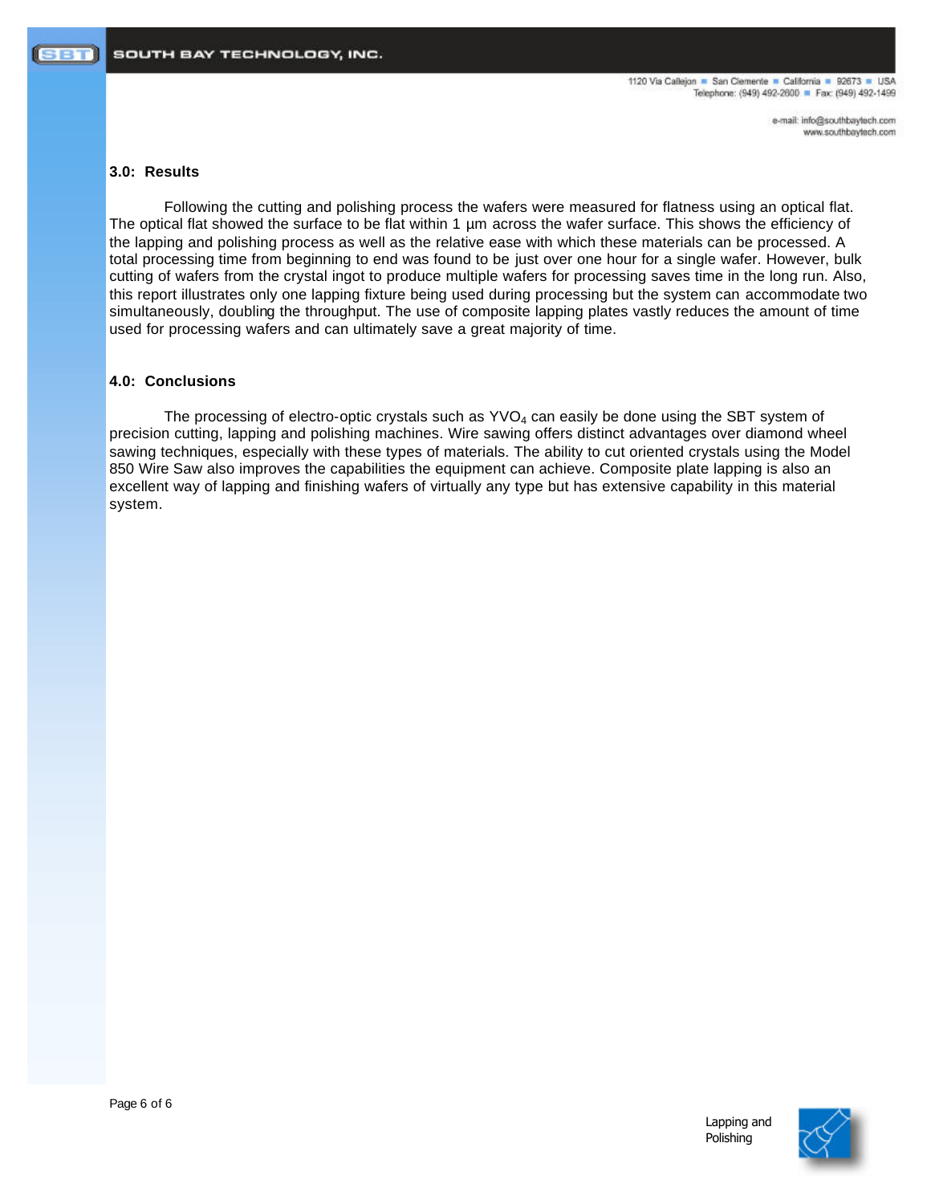## 3.0: Results

Following the cutting and polishing process the wafers were measured for flatness using an optical flat. The optical flat showed the surface to be flat within 1 µm across the wafer surface. This shows the efficiency of the lapping and polishing process as well as the relative ease with which these materials can be processed. A total processing time from beginning to end was found to be just over one hour for a single wafer. However, bulk cutting of wafers from the crystal ingot to produce multiple wafers for processing saves time in the long run. Also, this report illustrates only one lapping fixture being used during processing but the system can accommodate two simultaneously, doubling the throughput. The use of composite lapping plates vastly reduces the amount of time used for processing wafers and can ultimately save a great majority of time.

## 4.0: Conclusions

The processing of electro-optic crystals such as $YVO_4$ can easily be done using the SBT system of precision cutting, lapping and polishing machines. Wire sawing offers distinct advantages over diamond wheel sawing techniques, especially with these types of materials. The ability to cut oriented crystals using the Model 850 Wire Saw also improves the capabilities the equipment can achieve. Composite plate lapping is also an excellent way of lapping and finishing wafers of virtually any type but has extensive capability in this material system.